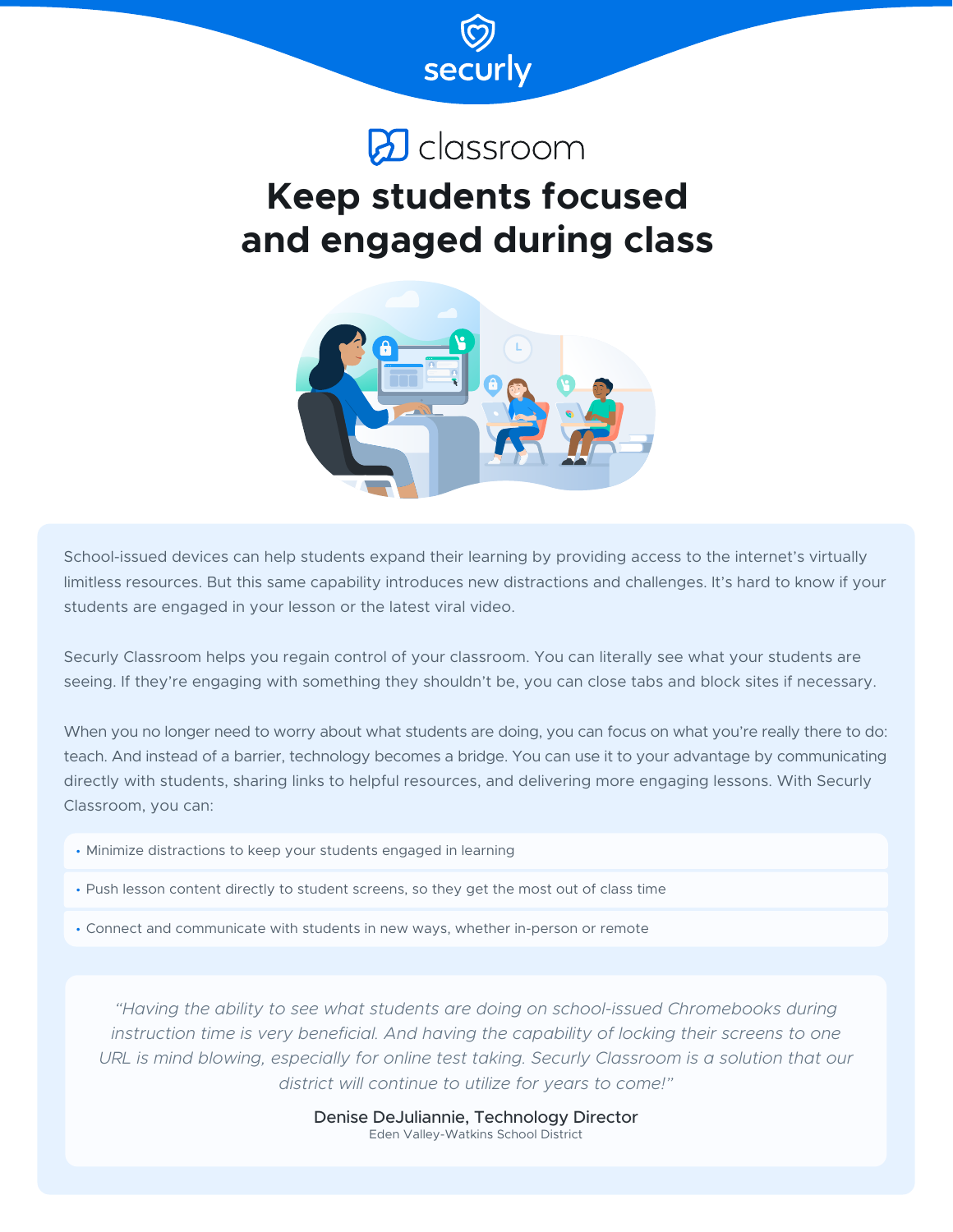securly

classroom

# Keep students focused and engaged during class

School-issued devices can help students expand their learning by providing access to the internet's virtually limitless resources. But this same capability introduces new distractions and challenges. It's hard to know if your students are engaged in your lesson or the latest viral video.

Securly Classroom helps you regain control of your classroom. You can literally see what your students are seeing. If they're engaging with something they shouldn't be, you can close tabs and block sites if necessary.

When you no longer need to worry about what students are doing, you can focus on what you're really there to do: teach. And instead of a barrier, technology becomes a bridge. You can use it to your advantage by communicating directly with students, sharing links to helpful resources, and delivering more engaging lessons. With Securly Classroom, you can:

- Minimize distractions to keep your students engaged in learning
- Push lesson content directly to student screens, so they get the most out of class time
- Connect and communicate with students in new ways, whether in-person or remote

*"Having the ability to see what students are doing on school-issued Chromebooks during instruction time is very beneficial. And having the capability of locking their screens to one URL is mind blowing, especially for online test taking. Securly Classroom is a solution that our district will continue to utilize for years to come!"*

Denise DeJuliannie, Technology Director
Eden Valley-Watkins School District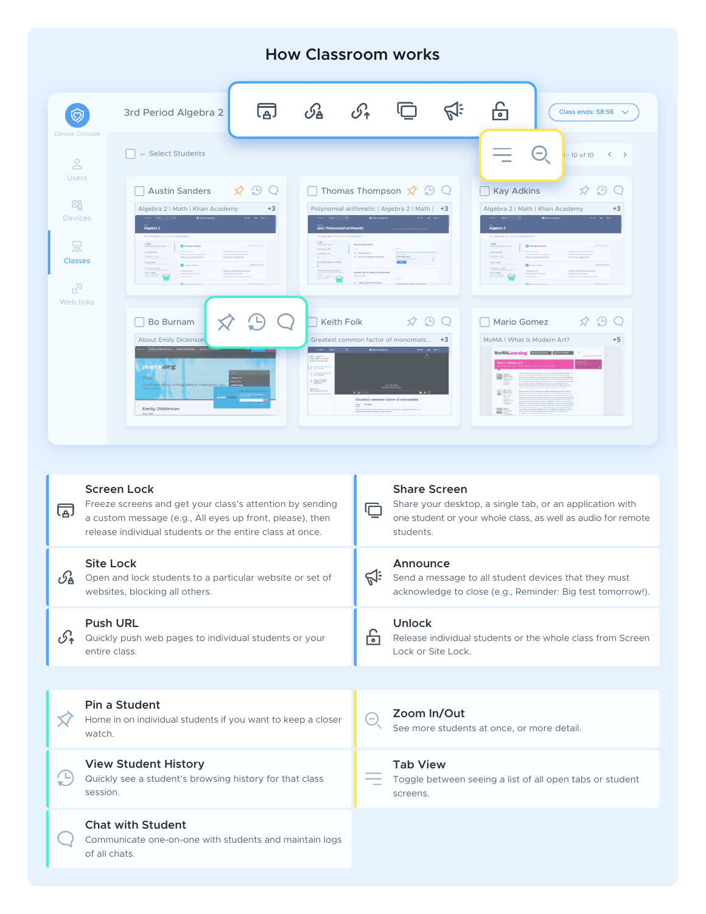# How Classroom works

## Screen Lock

Freeze screens and get your class's attention by sending a custom message (e.g., All eyes up front, please), then release individual students or the entire class at once.

## Share Screen

Share your desktop, a single tab, or an application with one student or your whole class, as well as audio for remote students.

## Site Lock

Open and lock students to a particular website or set of websites, blocking all others.

## Announce

Send a message to all student devices that they must acknowledge to close (e.g., Reminder: Big test tomorrow!).

## Push URL

Quickly push web pages to individual students or your entire class.

## Unlock

Release individual students or the whole class from Screen Lock or Site Lock.

## Pin a Student

Home in on individual students if you want to keep a closer watch.

## Zoom In/Out

See more students at once, or more detail.

## View Student History

Quickly see a student's browsing history for that class session.

## Tab View

Toggle between seeing a list of all open tabs or student screens.

## Chat with Student

Communicate one-on-one with students and maintain logs of all chats.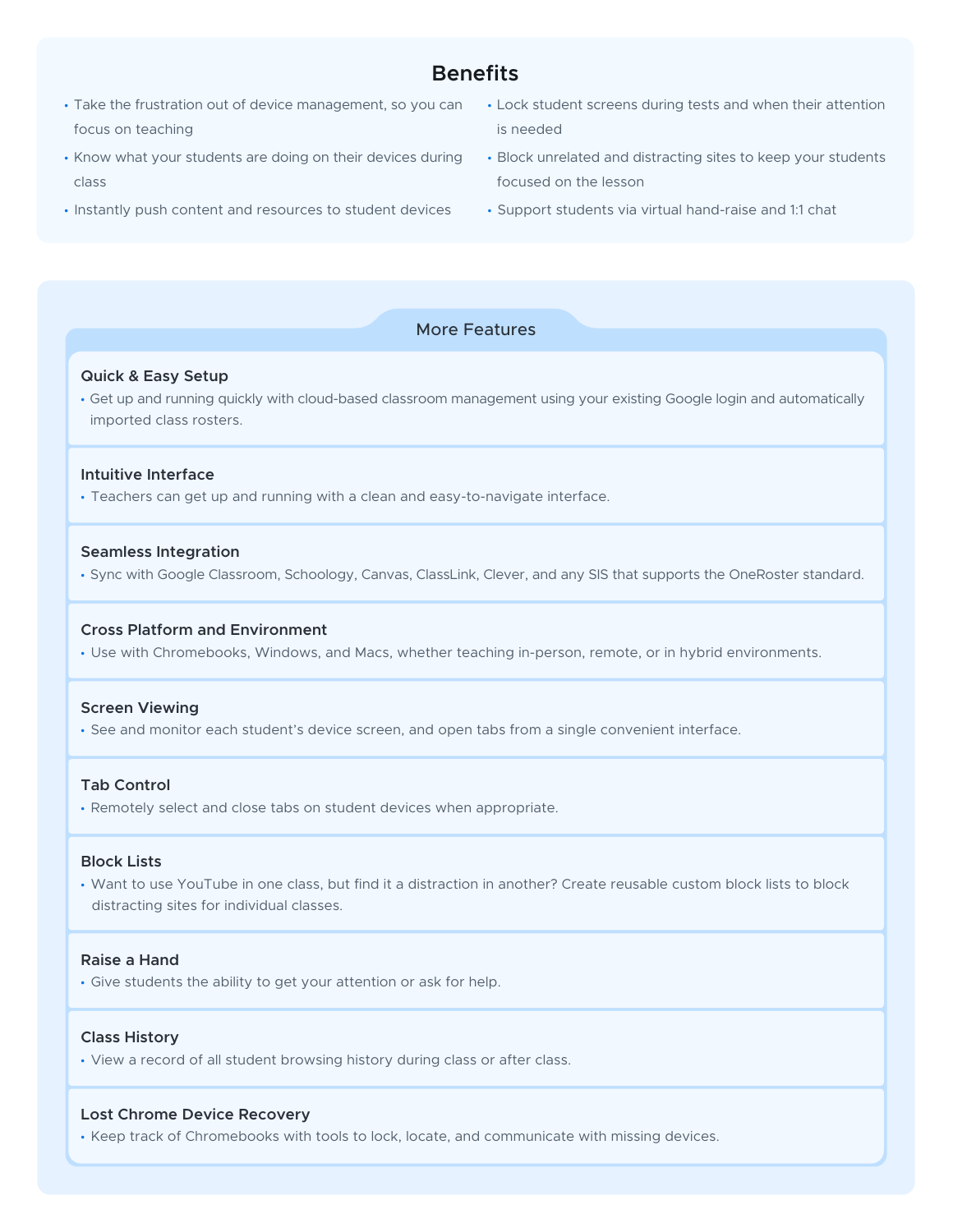## Benefits

- Take the frustration out of device management, so you can focus on teaching
- Know what your students are doing on their devices during class
- Instantly push content and resources to student devices
- Lock student screens during tests and when their attention is needed
- Block unrelated and distracting sites to keep your students focused on the lesson
- Support students via virtual hand-raise and 1:1 chat

## More Features

### Quick & Easy Setup

- Get up and running quickly with cloud-based classroom management using your existing Google login and automatically imported class rosters.

### Intuitive Interface

- Teachers can get up and running with a clean and easy-to-navigate interface.

### Seamless Integration

- Sync with Google Classroom, Schoology, Canvas, ClassLink, Clever, and any SIS that supports the OneRoster standard.

### Cross Platform and Environment

- Use with Chromebooks, Windows, and Macs, whether teaching in-person, remote, or in hybrid environments.

### Screen Viewing

- See and monitor each student's device screen, and open tabs from a single convenient interface.

### Tab Control

- Remotely select and close tabs on student devices when appropriate.

### Block Lists

- Want to use YouTube in one class, but find it a distraction in another? Create reusable custom block lists to block distracting sites for individual classes.

### Raise a Hand

- Give students the ability to get your attention or ask for help.

### Class History

- View a record of all student browsing history during class or after class.

### Lost Chrome Device Recovery

- Keep track of Chromebooks with tools to lock, locate, and communicate with missing devices.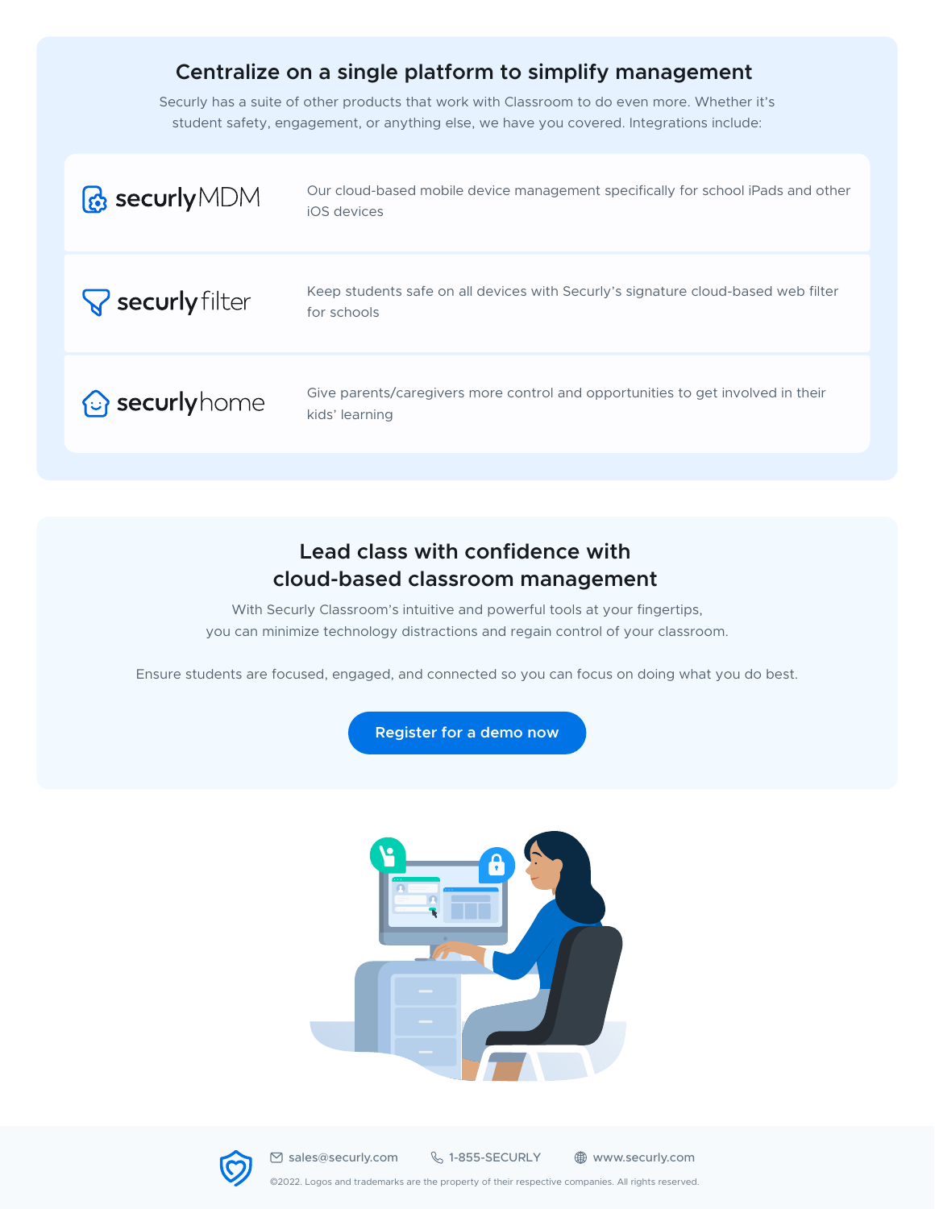## Centralize on a single platform to simplify management

Securly has a suite of other products that work with Classroom to do even more. Whether it's student safety, engagement, or anything else, we have you covered. Integrations include:

| | |
|---|---|
| securly MDM | Our cloud-based mobile device management specifically for school iPads and other iOS devices |
| securly filter | Keep students safe on all devices with Securly's signature cloud-based web filter for schools |
| securly home | Give parents/caregivers more control and opportunities to get involved in their kids' learning |

## Lead class with confidence with cloud-based classroom management

With Securly Classroom's intuitive and powerful tools at your fingertips, you can minimize technology distractions and regain control of your classroom.

Ensure students are focused, engaged, and connected so you can focus on doing what you do best.

Register for a demo now

sales@securly.com 1-855-SECURLY www.securly.com

©2022. Logos and trademarks are the property of their respective companies. All rights reserved.